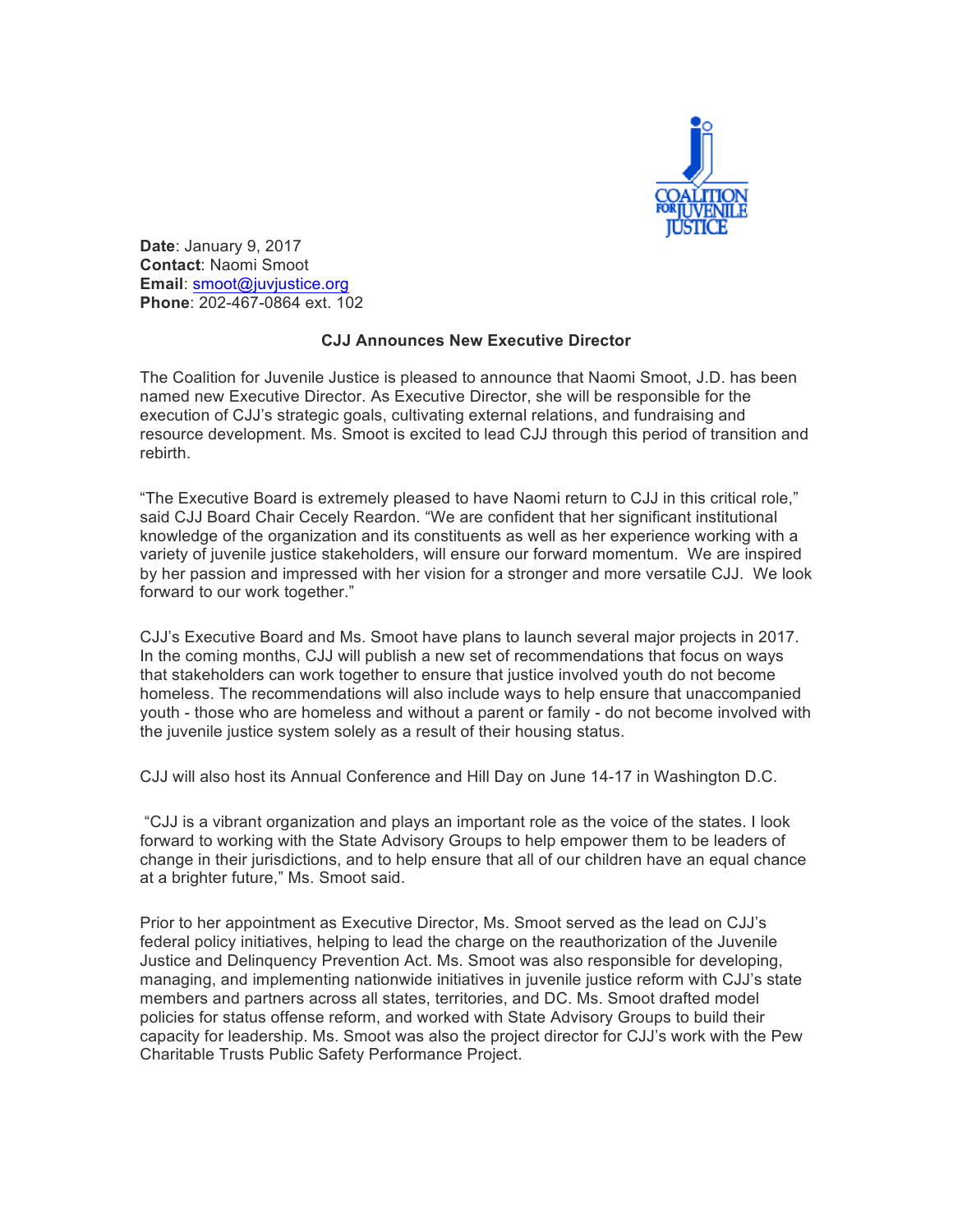**Date**: January 9, 2017
**Contact**: Naomi Smoot
**Email**: smoot@juvjustice.org
**Phone**: 202-467-0864 ext. 102

**CJJ Announces New Executive Director**

The Coalition for Juvenile Justice is pleased to announce that Naomi Smoot, J.D. has been named new Executive Director. As Executive Director, she will be responsible for the execution of CJJ's strategic goals, cultivating external relations, and fundraising and resource development. Ms. Smoot is excited to lead CJJ through this period of transition and rebirth.

"The Executive Board is extremely pleased to have Naomi return to CJJ in this critical role," said CJJ Board Chair Cecely Reardon. "We are confident that her significant institutional knowledge of the organization and its constituents as well as her experience working with a variety of juvenile justice stakeholders, will ensure our forward momentum. We are inspired by her passion and impressed with her vision for a stronger and more versatile CJJ. We look forward to our work together."

CJJ's Executive Board and Ms. Smoot have plans to launch several major projects in 2017. In the coming months, CJJ will publish a new set of recommendations that focus on ways that stakeholders can work together to ensure that justice involved youth do not become homeless. The recommendations will also include ways to help ensure that unaccompanied youth - those who are homeless and without a parent or family - do not become involved with the juvenile justice system solely as a result of their housing status.

CJJ will also host its Annual Conference and Hill Day on June 14-17 in Washington D.C.

"CJJ is a vibrant organization and plays an important role as the voice of the states. I look forward to working with the State Advisory Groups to help empower them to be leaders of change in their jurisdictions, and to help ensure that all of our children have an equal chance at a brighter future," Ms. Smoot said.

Prior to her appointment as Executive Director, Ms. Smoot served as the lead on CJJ's federal policy initiatives, helping to lead the charge on the reauthorization of the Juvenile Justice and Delinquency Prevention Act. Ms. Smoot was also responsible for developing, managing, and implementing nationwide initiatives in juvenile justice reform with CJJ's state members and partners across all states, territories, and DC. Ms. Smoot drafted model policies for status offense reform, and worked with State Advisory Groups to build their capacity for leadership. Ms. Smoot was also the project director for CJJ's work with the Pew Charitable Trusts Public Safety Performance Project.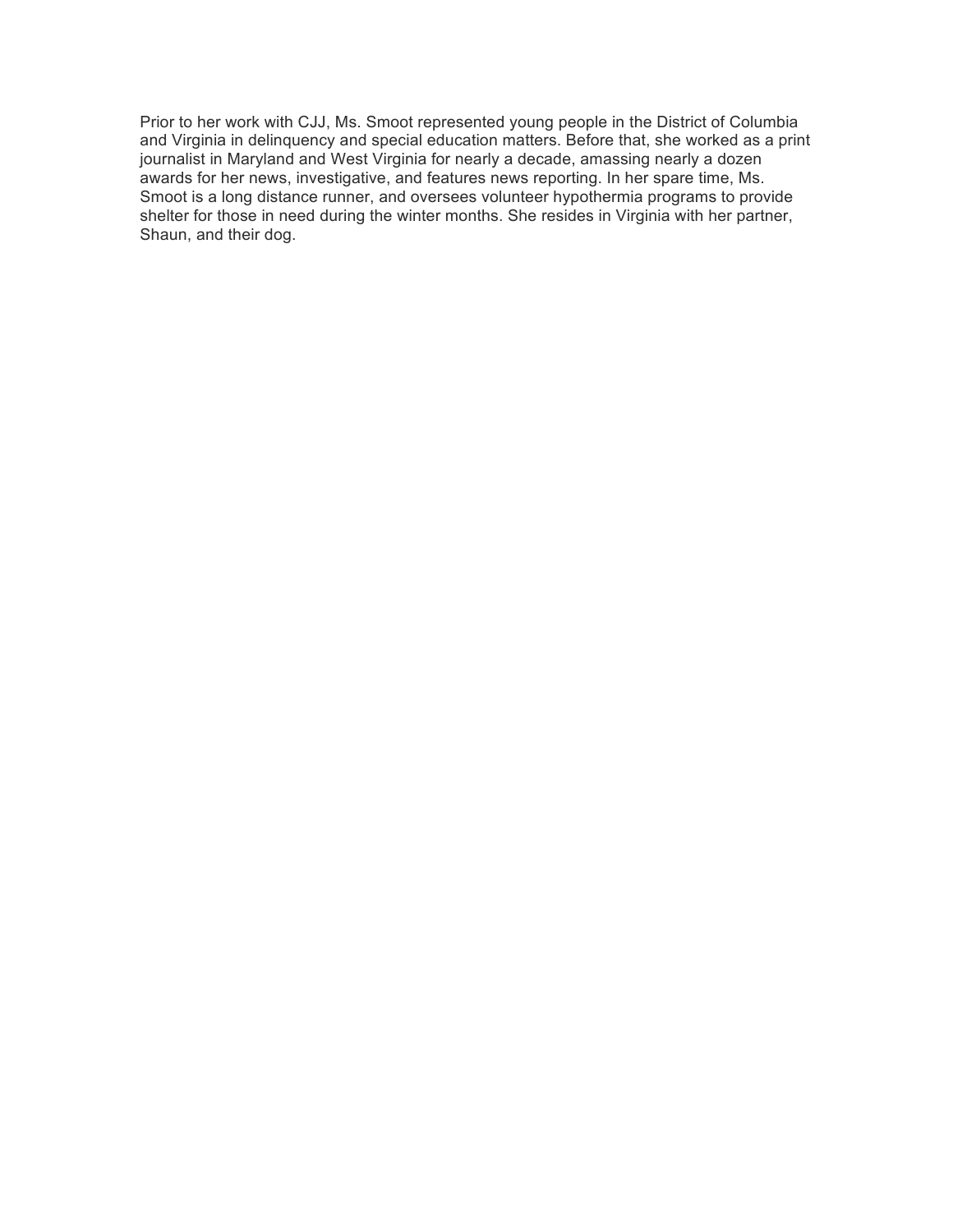Prior to her work with CJJ, Ms. Smoot represented young people in the District of Columbia and Virginia in delinquency and special education matters. Before that, she worked as a print journalist in Maryland and West Virginia for nearly a decade, amassing nearly a dozen awards for her news, investigative, and features news reporting. In her spare time, Ms. Smoot is a long distance runner, and oversees volunteer hypothermia programs to provide shelter for those in need during the winter months. She resides in Virginia with her partner, Shaun, and their dog.